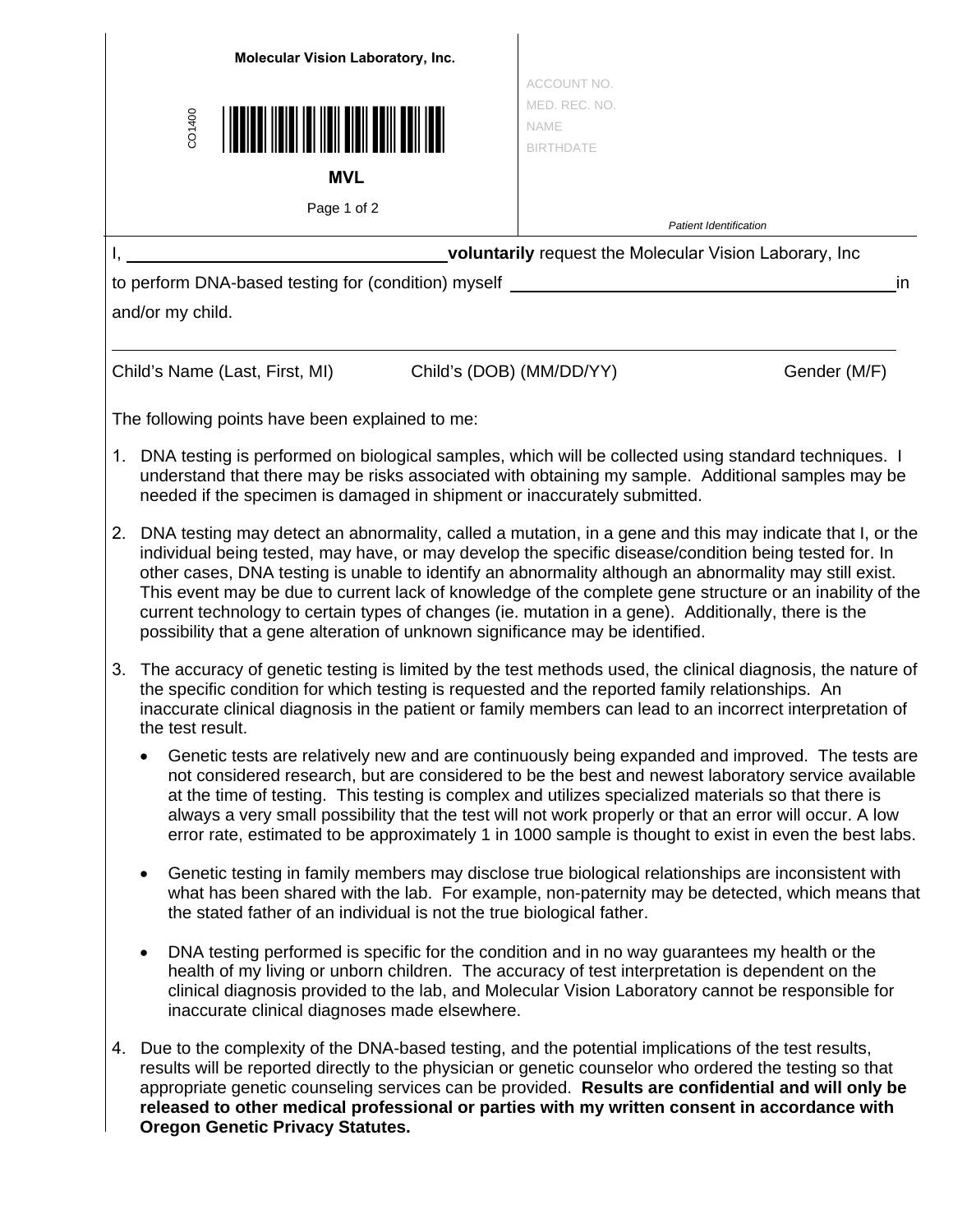**Molecular Vision Laboratory, Inc.**

CO1400

**MVL**

ACCOUNT NO.
MED. REC. NO.
NAME
BIRTHDATE

*Patient Identification*

I, ______________________________ **voluntarily** request the Molecular Vision Laboratory, Inc to perform DNA-based testing for (condition) myself ________________________________ in and/or my child.

_______________________________________________________________

Child's Name (Last, First, MI)     Child's (DOB) (MM/DD/YY)     Gender (M/F)

The following points have been explained to me:

1. DNA testing is performed on biological samples, which will be collected using standard techniques. I understand that there may be risks associated with obtaining my sample. Additional samples may be needed if the specimen is damaged in shipment or inaccurately submitted.

2. DNA testing may detect an abnormality, called a mutation, in a gene and this may indicate that I, or the individual being tested, may have, or may develop the specific disease/condition being tested for. In other cases, DNA testing is unable to identify an abnormality although an abnormality may still exist. This event may be due to current lack of knowledge of the complete gene structure or an inability of the current technology to certain types of changes (ie. mutation in a gene). Additionally, there is the possibility that a gene alteration of unknown significance may be identified.

3. The accuracy of genetic testing is limited by the test methods used, the clinical diagnosis, the nature of the specific condition for which testing is requested and the reported family relationships. An inaccurate clinical diagnosis in the patient or family members can lead to an incorrect interpretation of the test result.

   - Genetic tests are relatively new and are continuously being expanded and improved. The tests are not considered research, but are considered to be the best and newest laboratory service available at the time of testing. This testing is complex and utilizes specialized materials so that there is always a very small possibility that the test will not work properly or that an error will occur. A low error rate, estimated to be approximately 1 in 1000 sample is thought to exist in even the best labs.

   - Genetic testing in family members may disclose true biological relationships are inconsistent with what has been shared with the lab. For example, non-paternity may be detected, which means that the stated father of an individual is not the true biological father.

   - DNA testing performed is specific for the condition and in no way guarantees my health or the health of my living or unborn children. The accuracy of test interpretation is dependent on the clinical diagnosis provided to the lab, and Molecular Vision Laboratory cannot be responsible for inaccurate clinical diagnoses made elsewhere.

4. Due to the complexity of the DNA-based testing, and the potential implications of the test results, results will be reported directly to the physician or genetic counselor who ordered the testing so that appropriate genetic counseling services can be provided. **Results are confidential and will only be released to other medical professional or parties with my written consent in accordance with Oregon Genetic Privacy Statutes.**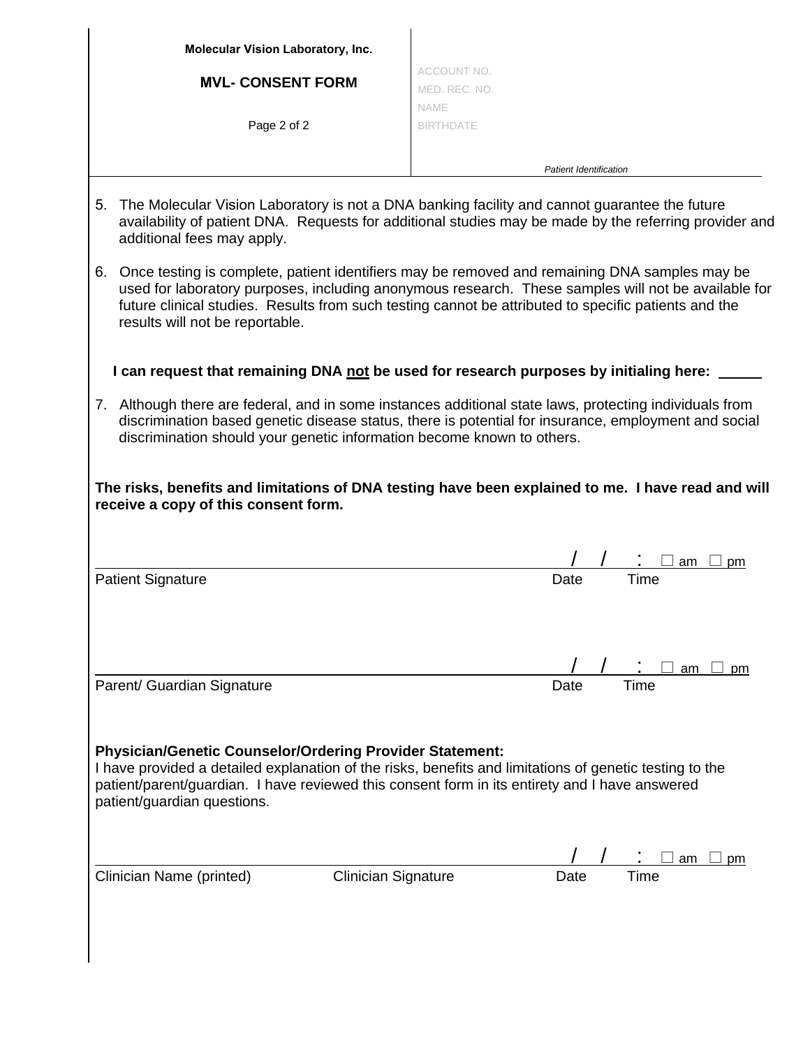**Molecular Vision Laboratory, Inc.**

**MVL- CONSENT FORM**

ACCOUNT NO.
MED. REC. NO.
NAME
BIRTHDATE

*Patient Identification*

5. The Molecular Vision Laboratory is not a DNA banking facility and cannot guarantee the future availability of patient DNA. Requests for additional studies may be made by the referring provider and additional fees may apply.

6. Once testing is complete, patient identifiers may be removed and remaining DNA samples may be used for laboratory purposes, including anonymous research. These samples will not be available for future clinical studies. Results from such testing cannot be attributed to specific patients and the results will not be reportable.

**I can request that remaining DNA <u>not</u> be used for research purposes by initialing here: ______**

7. Although there are federal, and in some instances additional state laws, protecting individuals from discrimination based genetic disease status, there is potential for insurance, employment and social discrimination should your genetic information become known to others.

**The risks, benefits and limitations of DNA testing have been explained to me. I have read and will receive a copy of this consent form.**

\_\_\_\_\_\_\_\_\_\_\_\_\_\_\_\_\_\_\_\_\_\_\_\_\_\_\_\_\_\_\_\_\_\_\_\_\_\_\_\_ / / : ☐ am ☐ pm

Patient Signature Date Time

\_\_\_\_\_\_\_\_\_\_\_\_\_\_\_\_\_\_\_\_\_\_\_\_\_\_\_\_\_\_\_\_\_\_\_\_\_\_\_\_ / / : ☐ am ☐ pm

Parent/ Guardian Signature Date Time

**Physician/Genetic Counselor/Ordering Provider Statement:**
I have provided a detailed explanation of the risks, benefits and limitations of genetic testing to the patient/parent/guardian. I have reviewed this consent form in its entirety and I have answered patient/guardian questions.

\_\_\_\_\_\_\_\_\_\_\_\_\_\_\_\_\_\_\_\_\_\_\_\_\_\_\_\_\_\_\_\_\_\_\_\_\_\_\_\_ / / : ☐ am ☐ pm

Clinician Name (printed) Clinician Signature Date Time